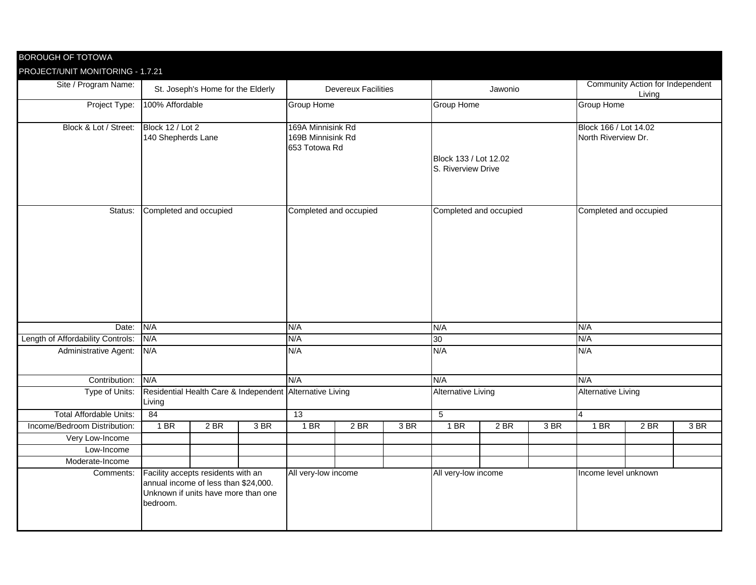BOROUGH OF TOTOWA

PROJECT/UNIT MONITORING - 1.7.21

| Site / Program Name: | St. Joseph's Home for the Elderly | | | Devereux Facilities | | | Jawonio | | | Community Action for Independent Living | | |
|---|---|---|---|---|---|---|---|---|---|---|---|---|
| Project Type: | 100% Affordable | | | Group Home | | | Group Home | | | Group Home | | |
| Block & Lot / Street: | Block 12 / Lot 2<br>140 Shepherds Lane | | | 169A Minnisink Rd<br>169B Minnisink Rd<br>653 Totowa Rd | | | Block 133 / Lot 12.02<br>S. Riverview Drive | | | Block 166 / Lot 14.02<br>North Riverview Dr. | | |
| Status: | Completed and occupied | | | Completed and occupied | | | Completed and occupied | | | Completed and occupied | | |
| Date: | N/A | | | N/A | | | N/A | | | N/A | | |
| Length of Affordability Controls: | N/A | | | N/A | | | 30 | | | N/A | | |
| Administrative Agent: | N/A | | | N/A | | | N/A | | | N/A | | |
| Contribution: | N/A | | | N/A | | | N/A | | | N/A | | |
| Type of Units: | Residential Health Care & Independent Living | | | Alternative Living | | | Alternative Living | | | Alternative Living | | |
| Total Affordable Units: | 84 | | | 13 | | | 5 | | | 4 | | |
| Income/Bedroom Distribution: | 1 BR | 2 BR | 3 BR | 1 BR | 2 BR | 3 BR | 1 BR | 2 BR | 3 BR | 1 BR | 2 BR | 3 BR |
| Very Low-Income | | | | | | | | | | | | |
| Low-Income | | | | | | | | | | | | |
| Moderate-Income | | | | | | | | | | | | |
| Comments: | Facility accepts residents with an annual income of less than $24,000. Unknown if units have more than one bedroom. | | | All very-low income | | | All very-low income | | | Income level unknown | | |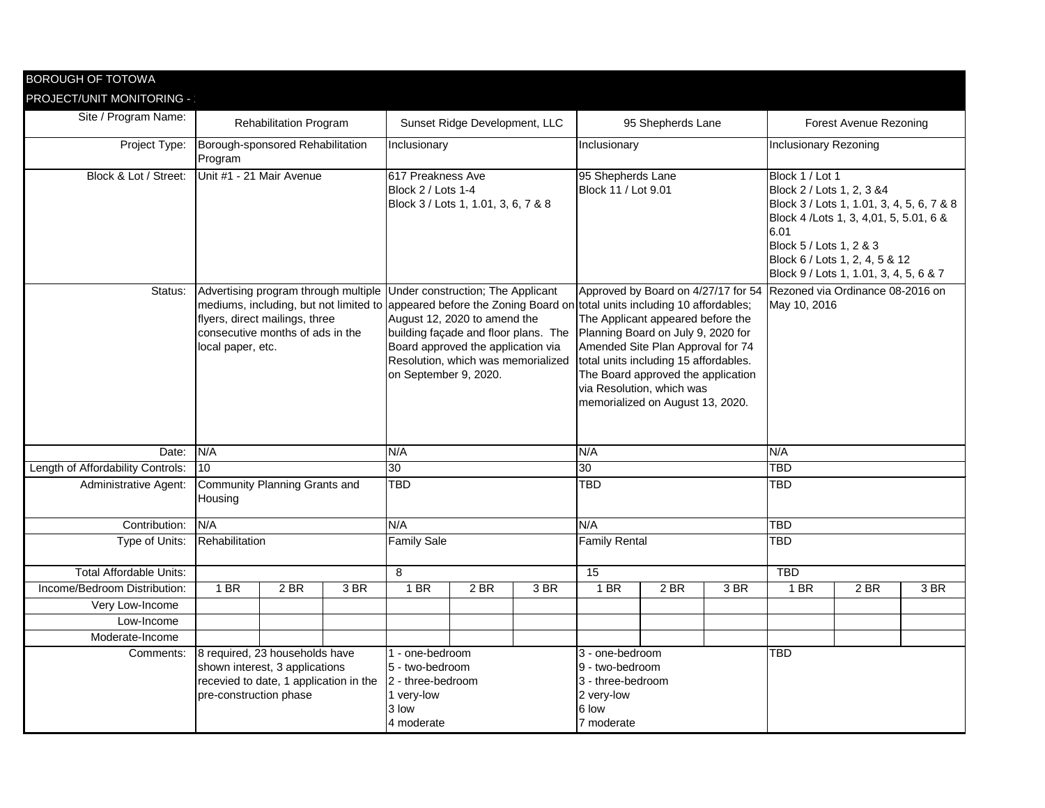BOROUGH OF TOTOWA

PROJECT/UNIT MONITORING - :

| Site / Program Name: | Rehabilitation Program | | | Sunset Ridge Development, LLC | | | 95 Shepherds Lane | | | Forest Avenue Rezoning | | |
|---|---|---|---|---|---|---|---|---|---|---|---|---|
| Project Type: | Borough-sponsored Rehabilitation Program | | | Inclusionary | | | Inclusionary | | | Inclusionary Rezoning | | |
| Block & Lot / Street: | Unit #1 - 21 Mair Avenue | | | 617 Preakness Ave<br>Block 2 / Lots 1-4<br>Block 3 / Lots 1, 1.01, 3, 6, 7 & 8 | | | 95 Shepherds Lane<br>Block 11 / Lot 9.01 | | | Block 1 / Lot 1<br>Block 2 / Lots 1, 2, 3 &4<br>Block 3 / Lots 1, 1.01, 3, 4, 5, 6, 7 & 8<br>Block 4 /Lots 1, 3, 4,01, 5, 5.01, 6 & 6.01<br>Block 5 / Lots 1, 2 & 3<br>Block 6 / Lots 1, 2, 4, 5 & 12<br>Block 9 / Lots 1, 1.01, 3, 4, 5, 6 & 7 | | |
| Status: | Advertising program through multiple mediums, including, but not limited to flyers, direct mailings, three consecutive months of ads in the local paper, etc. | | | Under construction; The Applicant appeared before the Zoning Board on August 12, 2020 to amend the building façade and floor plans. The Board approved the application via Resolution, which was memorialized on September 9, 2020. | | | Approved by Board on 4/27/17 for 54 total units including 10 affordables; The Applicant appeared before the Planning Board on July 9, 2020 for Amended Site Plan Approval for 74 total units including 15 affordables. The Board approved the application via Resolution, which was memorialized on August 13, 2020. | | | Rezoned via Ordinance 08-2016 on May 10, 2016 | | |
| Date: | N/A | | | N/A | | | N/A | | | N/A | | |
| Length of Affordability Controls: | 10 | | | 30 | | | 30 | | | TBD | | |
| Administrative Agent: | Community Planning Grants and Housing | | | TBD | | | TBD | | | TBD | | |
| Contribution: | N/A | | | N/A | | | N/A | | | TBD | | |
| Type of Units: | Rehabilitation | | | Family Sale | | | Family Rental | | | TBD | | |
| Total Affordable Units: | | | | 8 | | | 15 | | | TBD | | |
| Income/Bedroom Distribution: | 1 BR | 2 BR | 3 BR | 1 BR | 2 BR | 3 BR | 1 BR | 2 BR | 3 BR | 1 BR | 2 BR | 3 BR |
| Very Low-Income | | | | | | | | | | | | |
| Low-Income | | | | | | | | | | | | |
| Moderate-Income | | | | | | | | | | | | |
| Comments: | 8 required, 23 households have shown interest, 3 applications recevied to date, 1 application in the pre-construction phase | | | 1 - one-bedroom<br>5 - two-bedroom<br>2 - three-bedroom<br>1 very-low<br>3 low<br>4 moderate | | | 3 - one-bedroom<br>9 - two-bedroom<br>3 - three-bedroom<br>2 very-low<br>6 low<br>7 moderate | | | TBD | | |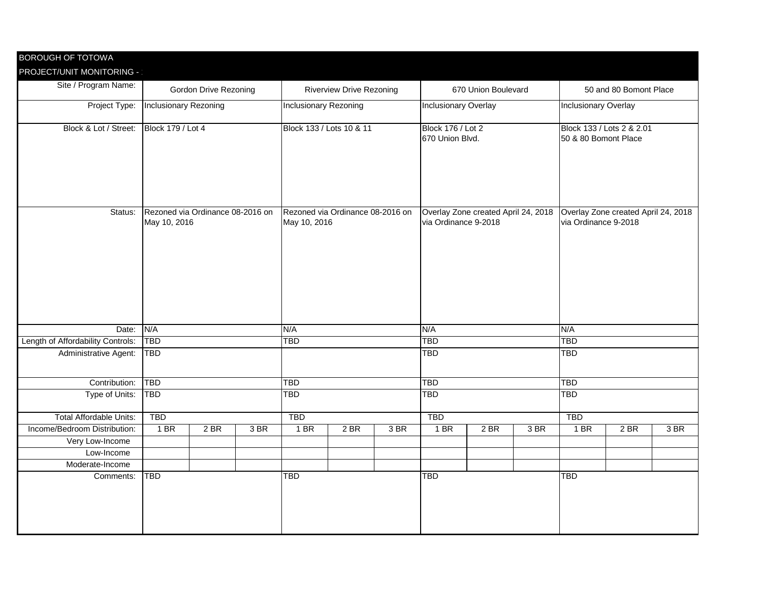BOROUGH OF TOTOWA

PROJECT/UNIT MONITORING - :

| Site / Program Name: | Gordon Drive Rezoning | | | Riverview Drive Rezoning | | | 670 Union Boulevard | | | 50 and 80 Bomont Place | | |
|---|---|---|---|---|---|---|---|---|---|---|---|---|
| Project Type: | Inclusionary Rezoning | | | Inclusionary Rezoning | | | Inclusionary Overlay | | | Inclusionary Overlay | | |
| Block & Lot / Street: | Block 179 / Lot 4 | | | Block 133 / Lots 10 & 11 | | | Block 176 / Lot 2<br>670 Union Blvd. | | | Block 133 / Lots 2 & 2.01<br>50 & 80 Bomont Place | | |
| Status: | Rezoned via Ordinance 08-2016 on May 10, 2016 | | | Rezoned via Ordinance 08-2016 on May 10, 2016 | | | Overlay Zone created April 24, 2018 via Ordinance 9-2018 | | | Overlay Zone created April 24, 2018 via Ordinance 9-2018 | | |
| Date: | N/A | | | N/A | | | N/A | | | N/A | | |
| Length of Affordability Controls: | TBD | | | TBD | | | TBD | | | TBD | | |
| Administrative Agent: | TBD | | | | | | TBD | | | TBD | | |
| Contribution: | TBD | | | TBD | | | TBD | | | TBD | | |
| Type of Units: | TBD | | | TBD | | | TBD | | | TBD | | |
| Total Affordable Units: | TBD | | | TBD | | | TBD | | | TBD | | |
| Income/Bedroom Distribution: | 1 BR | 2 BR | 3 BR | 1 BR | 2 BR | 3 BR | 1 BR | 2 BR | 3 BR | 1 BR | 2 BR | 3 BR |
| Very Low-Income | | | | | | | | | | | | |
| Low-Income | | | | | | | | | | | | |
| Moderate-Income | | | | | | | | | | | | |
| Comments: | TBD | | | TBD | | | TBD | | | TBD | | |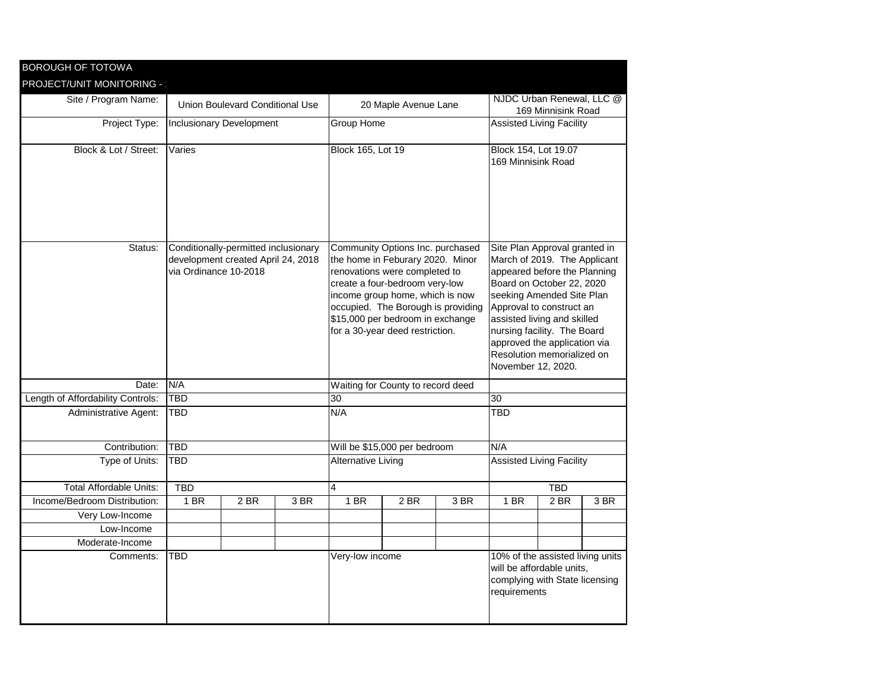BOROUGH OF TOTOWA

PROJECT/UNIT MONITORING - :

| | | | | | | | | | |
|---|---|---|---|---|---|---|---|---|---|
| Site / Program Name: | Union Boulevard Conditional Use | | | 20 Maple Avenue Lane | | | NJDC Urban Renewal, LLC @ 169 Minnisink Road | | |
| Project Type: | Inclusionary Development | | | Group Home | | | Assisted Living Facility | | |
| Block & Lot / Street: | Varies | | | Block 165, Lot 19 | | | Block 154, Lot 19.07 169 Minnisink Road | | |
| Status: | Conditionally-permitted inclusionary development created April 24, 2018 via Ordinance 10-2018 | | | Community Options Inc. purchased the home in Feburary 2020. Minor renovations were completed to create a four-bedroom very-low income group home, which is now occupied. The Borough is providing $15,000 per bedroom in exchange for a 30-year deed restriction. | | | Site Plan Approval granted in March of 2019. The Applicant appeared before the Planning Board on October 22, 2020 seeking Amended Site Plan Approval to construct an assisted living and skilled nursing facility. The Board approved the application via Resolution memorialized on November 12, 2020. | | |
| Date: | N/A | | | Waiting for County to record deed | | | | | |
| Length of Affordability Controls: | TBD | | | 30 | | | 30 | | |
| Administrative Agent: | TBD | | | N/A | | | TBD | | |
| Contribution: | TBD | | | Will be $15,000 per bedroom | | | N/A | | |
| Type of Units: | TBD | | | Alternative Living | | | Assisted Living Facility | | |
| Total Affordable Units: | TBD | | | 4 | | | TBD | | |
| Income/Bedroom Distribution: | 1 BR | 2 BR | 3 BR | 1 BR | 2 BR | 3 BR | 1 BR | 2 BR | 3 BR |
| Very Low-Income | | | | | | | | | |
| Low-Income | | | | | | | | | |
| Moderate-Income | | | | | | | | | |
| Comments: | TBD | | | Very-low income | | | 10% of the assisted living units will be affordable units, complying with State licensing requirements | | |